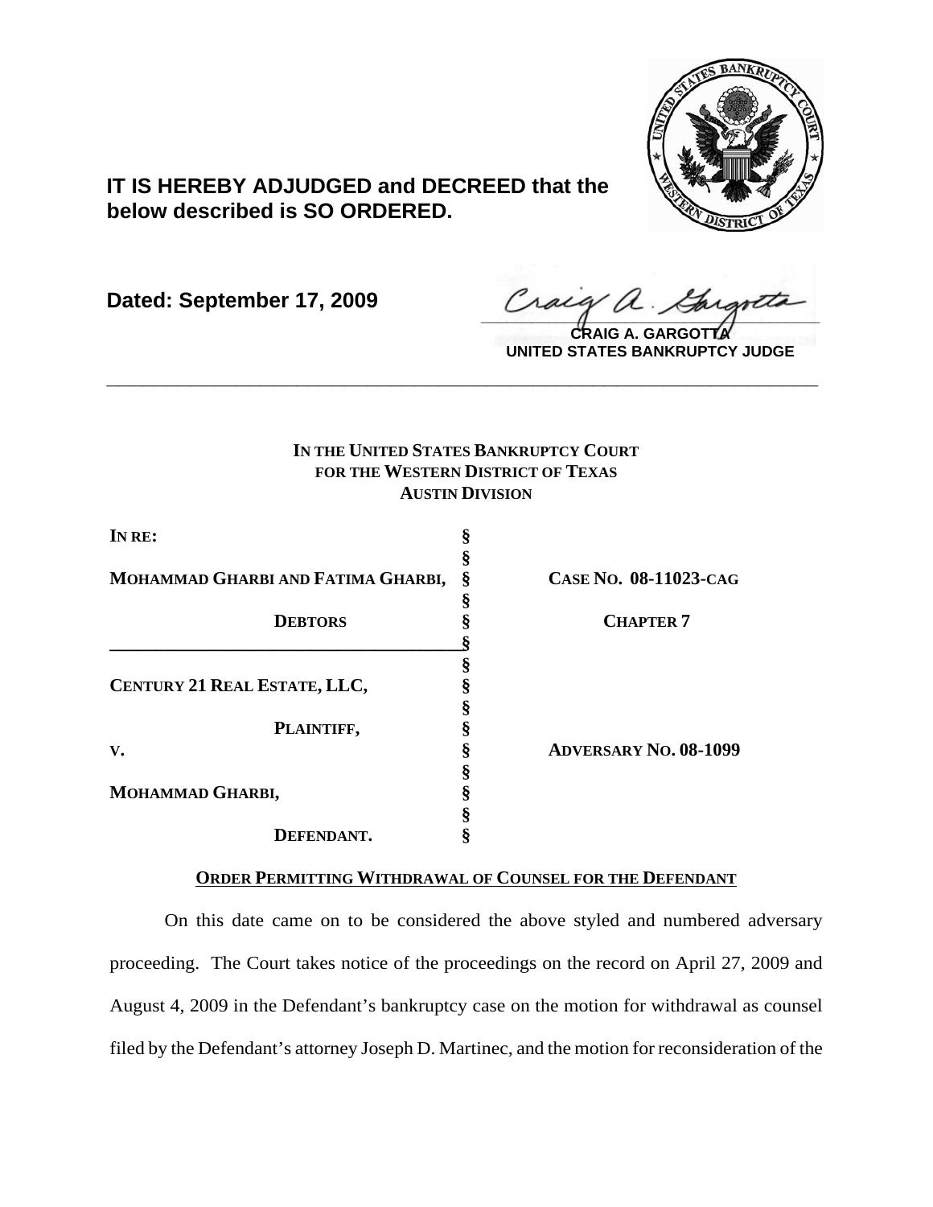**IT IS HEREBY ADJUDGED and DECREED that the below described is SO ORDERED.**

**Dated: September 17, 2009**

**CRAIG A. GARGOTTA**
**UNITED STATES BANKRUPTCY JUDGE**

---

**IN THE UNITED STATES BANKRUPTCY COURT**
**FOR THE WESTERN DISTRICT OF TEXAS**
**AUSTIN DIVISION**

| | | |
|---|---|---|
| **IN RE:** | § | |
| | § | |
| **MOHAMMAD GHARBI AND FATIMA GHARBI,** | § | **CASE NO. 08-11023-CAG** |
| | § | |
| **DEBTORS** | § | **CHAPTER 7** |
| | § | |
| | § | |
| **CENTURY 21 REAL ESTATE, LLC,** | § | |
| | § | |
| **PLAINTIFF,** | § | |
| **V.** | § | **ADVERSARY NO. 08-1099** |
| | § | |
| **MOHAMMAD GHARBI,** | § | |
| | § | |
| **DEFENDANT.** | § | |

**ORDER PERMITTING WITHDRAWAL OF COUNSEL FOR THE DEFENDANT**

On this date came on to be considered the above styled and numbered adversary proceeding. The Court takes notice of the proceedings on the record on April 27, 2009 and August 4, 2009 in the Defendant's bankruptcy case on the motion for withdrawal as counsel filed by the Defendant's attorney Joseph D. Martinec, and the motion for reconsideration of the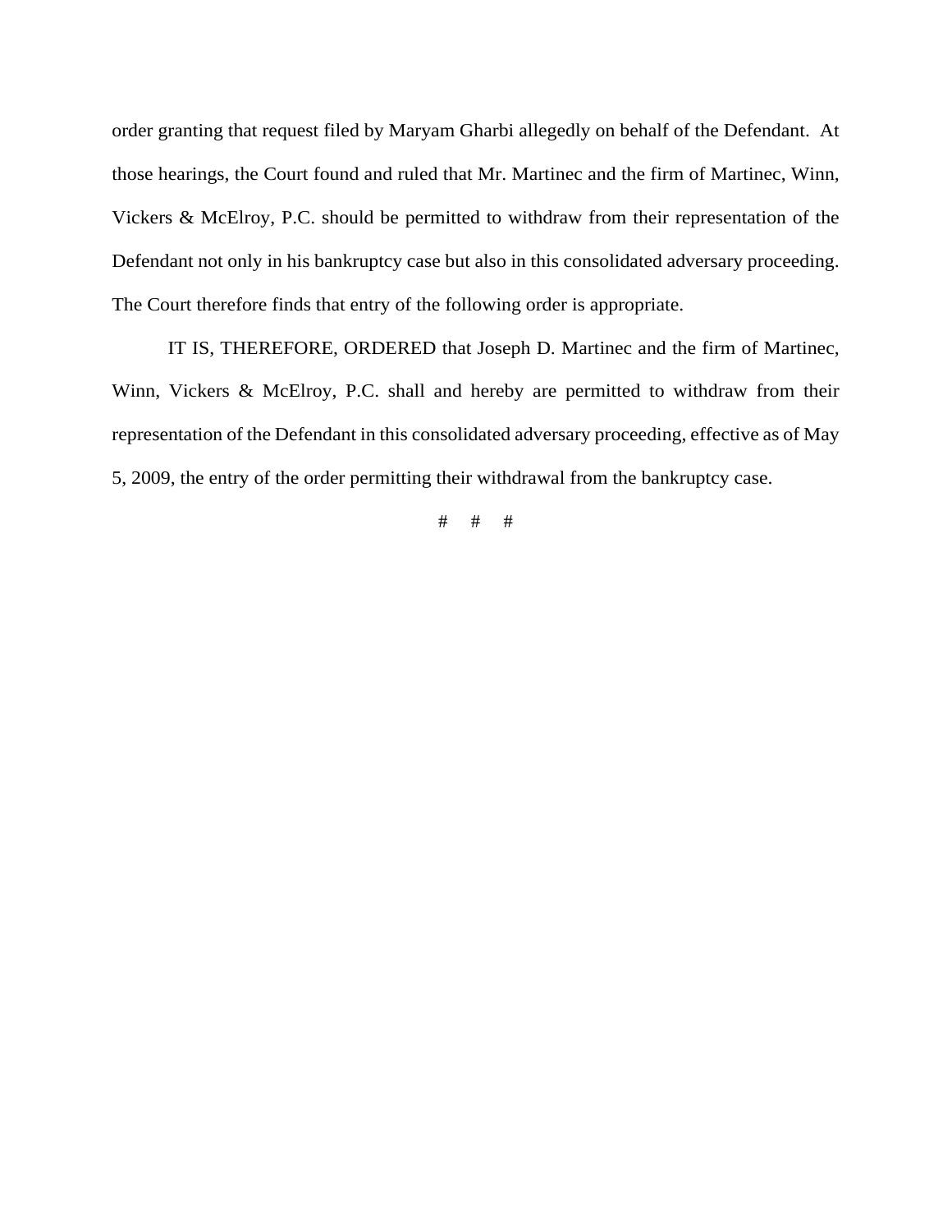order granting that request filed by Maryam Gharbi allegedly on behalf of the Defendant. At those hearings, the Court found and ruled that Mr. Martinec and the firm of Martinec, Winn, Vickers & McElroy, P.C. should be permitted to withdraw from their representation of the Defendant not only in his bankruptcy case but also in this consolidated adversary proceeding. The Court therefore finds that entry of the following order is appropriate.

IT IS, THEREFORE, ORDERED that Joseph D. Martinec and the firm of Martinec, Winn, Vickers & McElroy, P.C. shall and hereby are permitted to withdraw from their representation of the Defendant in this consolidated adversary proceeding, effective as of May 5, 2009, the entry of the order permitting their withdrawal from the bankruptcy case.

# # #